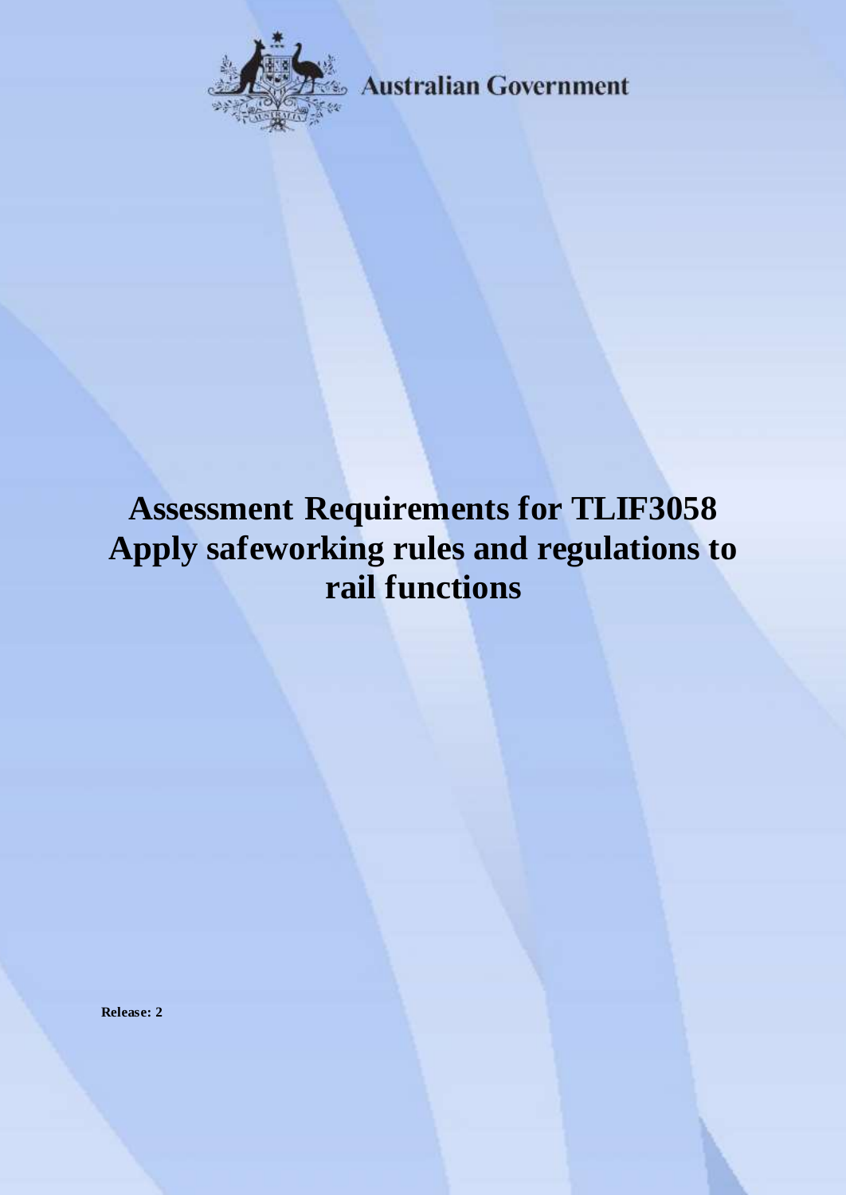Australian Government

# Assessment Requirements for TLIF3058 Apply safeworking rules and regulations to rail functions

**Release: 2**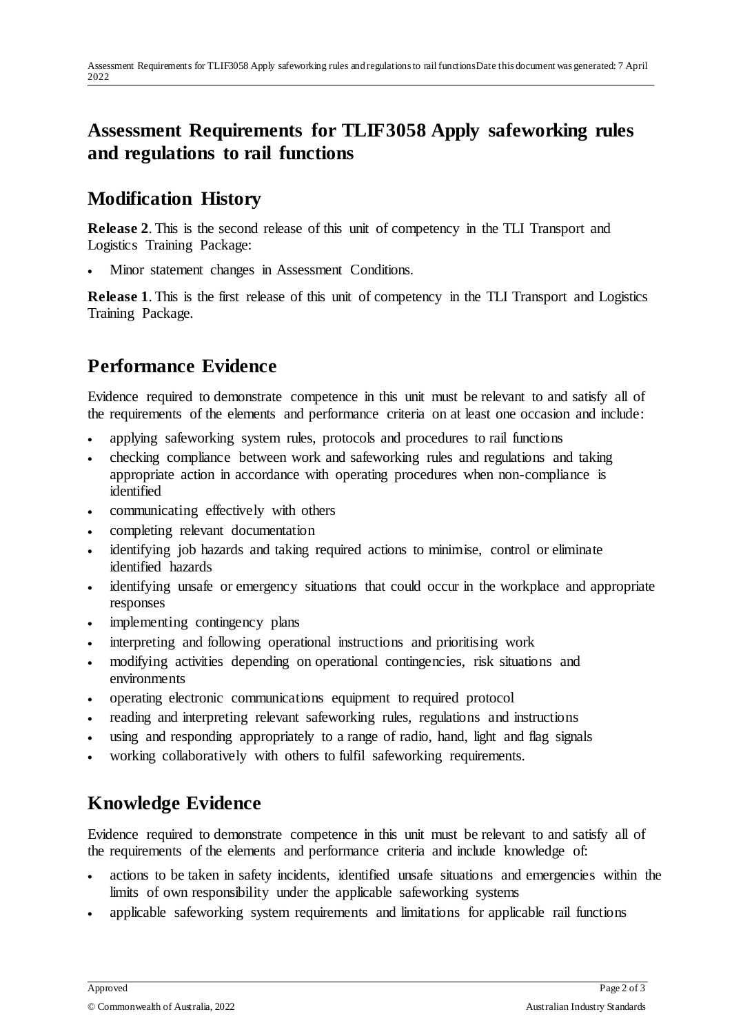# Assessment Requirements for TLIF3058 Apply safeworking rules and regulations to rail functions

## Modification History

**Release 2**. This is the second release of this unit of competency in the TLI Transport and Logistics Training Package:

- Minor statement changes in Assessment Conditions.

**Release 1**. This is the first release of this unit of competency in the TLI Transport and Logistics Training Package.

## Performance Evidence

Evidence required to demonstrate competence in this unit must be relevant to and satisfy all of the requirements of the elements and performance criteria on at least one occasion and include:

- applying safeworking system rules, protocols and procedures to rail functions
- checking compliance between work and safeworking rules and regulations and taking appropriate action in accordance with operating procedures when non-compliance is identified
- communicating effectively with others
- completing relevant documentation
- identifying job hazards and taking required actions to minimise, control or eliminate identified hazards
- identifying unsafe or emergency situations that could occur in the workplace and appropriate responses
- implementing contingency plans
- interpreting and following operational instructions and prioritising work
- modifying activities depending on operational contingencies, risk situations and environments
- operating electronic communications equipment to required protocol
- reading and interpreting relevant safeworking rules, regulations and instructions
- using and responding appropriately to a range of radio, hand, light and flag signals
- working collaboratively with others to fulfil safeworking requirements.

## Knowledge Evidence

Evidence required to demonstrate competence in this unit must be relevant to and satisfy all of the requirements of the elements and performance criteria and include knowledge of:

- actions to be taken in safety incidents, identified unsafe situations and emergencies within the limits of own responsibility under the applicable safeworking systems
- applicable safeworking system requirements and limitations for applicable rail functions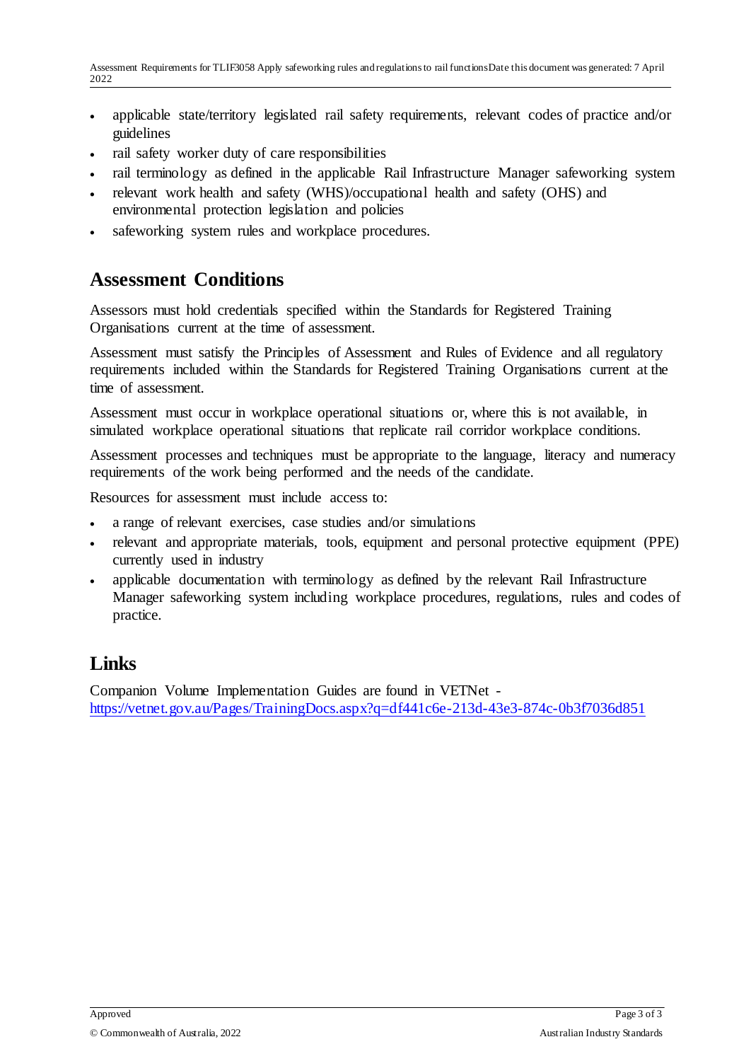- applicable state/territory legislated rail safety requirements, relevant codes of practice and/or guidelines
- rail safety worker duty of care responsibilities
- rail terminology as defined in the applicable Rail Infrastructure Manager safeworking system
- relevant work health and safety (WHS)/occupational health and safety (OHS) and environmental protection legislation and policies
- safeworking system rules and workplace procedures.

## Assessment Conditions

Assessors must hold credentials specified within the Standards for Registered Training Organisations current at the time of assessment.

Assessment must satisfy the Principles of Assessment and Rules of Evidence and all regulatory requirements included within the Standards for Registered Training Organisations current at the time of assessment.

Assessment must occur in workplace operational situations or, where this is not available, in simulated workplace operational situations that replicate rail corridor workplace conditions.

Assessment processes and techniques must be appropriate to the language, literacy and numeracy requirements of the work being performed and the needs of the candidate.

Resources for assessment must include access to:

- a range of relevant exercises, case studies and/or simulations
- relevant and appropriate materials, tools, equipment and personal protective equipment (PPE) currently used in industry
- applicable documentation with terminology as defined by the relevant Rail Infrastructure Manager safeworking system including workplace procedures, regulations, rules and codes of practice.

## Links

Companion Volume Implementation Guides are found in VETNet - https://vetnet.gov.au/Pages/TrainingDocs.aspx?q=df441c6e-213d-43e3-874c-0b3f7036d851